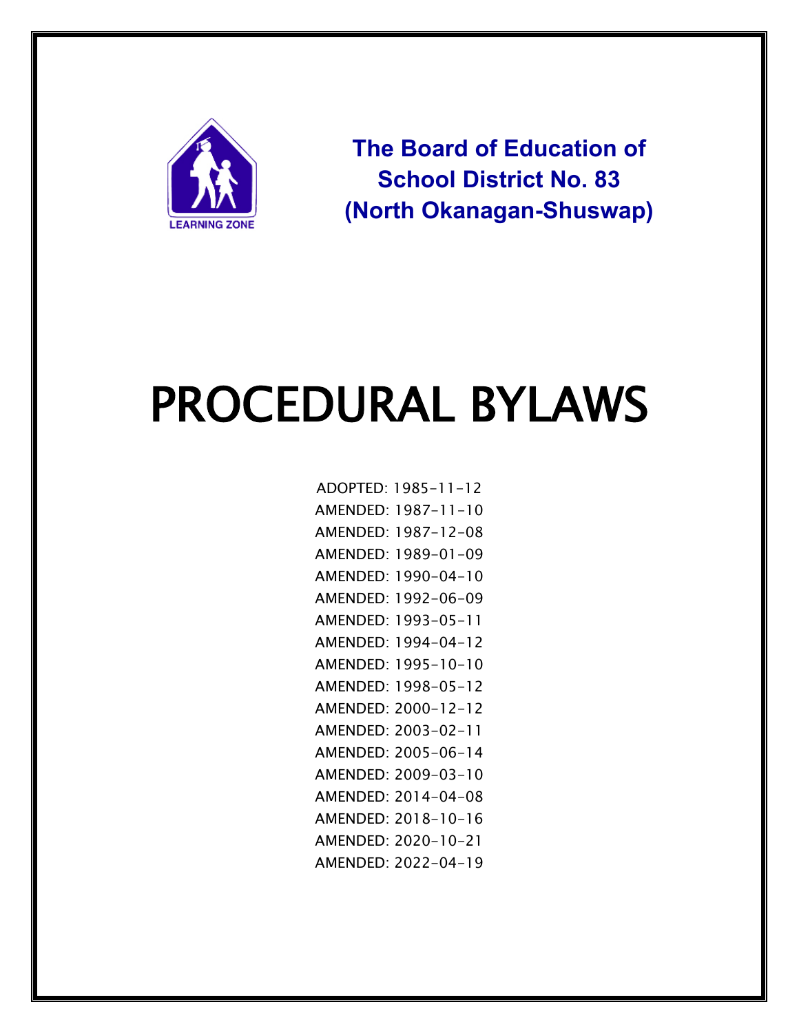LEARNING ZONE

**The Board of Education of School District No. 83 (North Okanagan-Shuswap)**

# PROCEDURAL BYLAWS

ADOPTED: 1985-11-12
AMENDED: 1987-11-10
AMENDED: 1987-12-08
AMENDED: 1989-01-09
AMENDED: 1990-04-10
AMENDED: 1992-06-09
AMENDED: 1993-05-11
AMENDED: 1994-04-12
AMENDED: 1995-10-10
AMENDED: 1998-05-12
AMENDED: 2000-12-12
AMENDED: 2003-02-11
AMENDED: 2005-06-14
AMENDED: 2009-03-10
AMENDED: 2014-04-08
AMENDED: 2018-10-16
AMENDED: 2020-10-21
AMENDED: 2022-04-19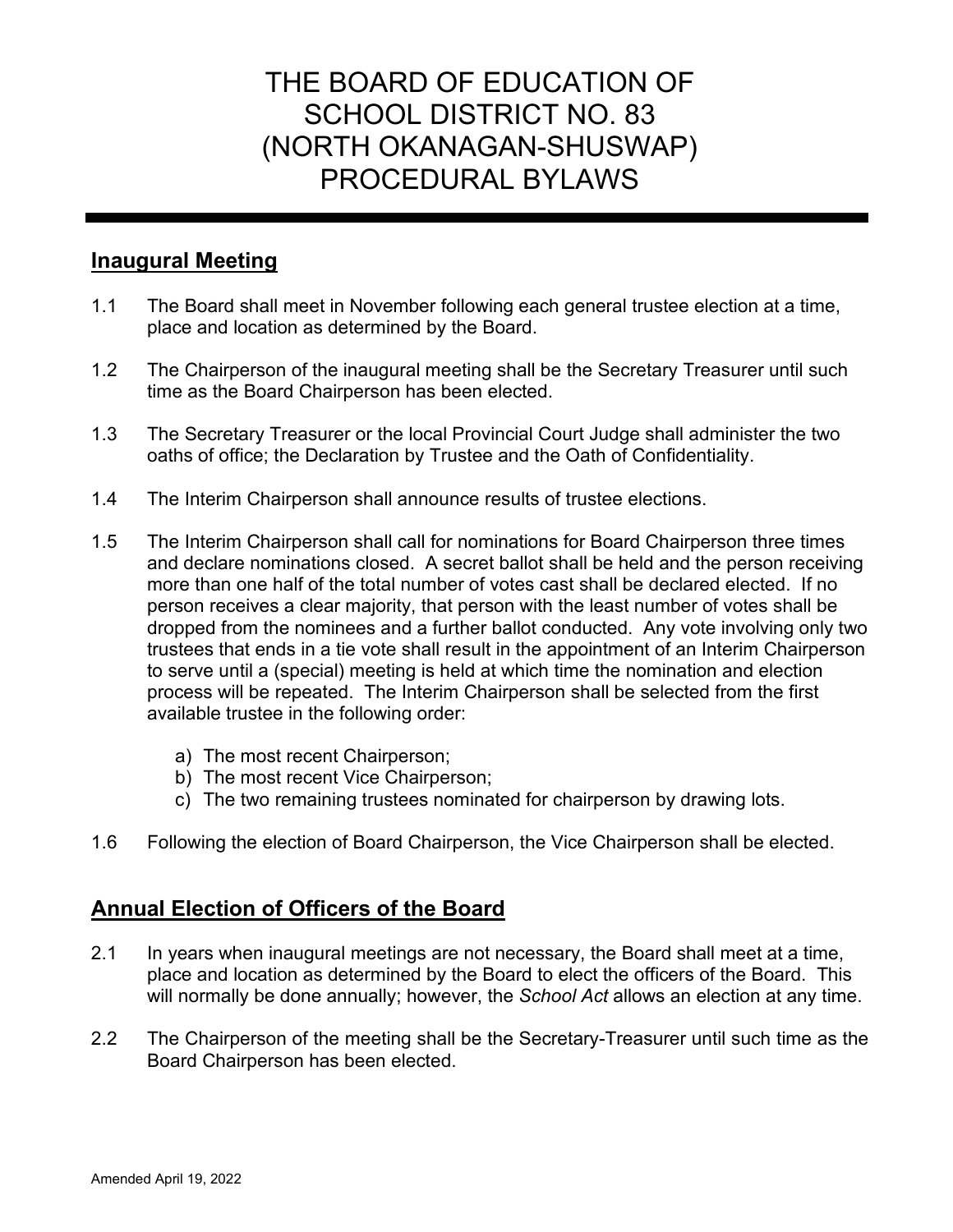# THE BOARD OF EDUCATION OF SCHOOL DISTRICT NO. 83 (NORTH OKANAGAN-SHUSWAP) PROCEDURAL BYLAWS

## Inaugural Meeting

1.1 The Board shall meet in November following each general trustee election at a time, place and location as determined by the Board.

1.2 The Chairperson of the inaugural meeting shall be the Secretary Treasurer until such time as the Board Chairperson has been elected.

1.3 The Secretary Treasurer or the local Provincial Court Judge shall administer the two oaths of office; the Declaration by Trustee and the Oath of Confidentiality.

1.4 The Interim Chairperson shall announce results of trustee elections.

1.5 The Interim Chairperson shall call for nominations for Board Chairperson three times and declare nominations closed. A secret ballot shall be held and the person receiving more than one half of the total number of votes cast shall be declared elected. If no person receives a clear majority, that person with the least number of votes shall be dropped from the nominees and a further ballot conducted. Any vote involving only two trustees that ends in a tie vote shall result in the appointment of an Interim Chairperson to serve until a (special) meeting is held at which time the nomination and election process will be repeated. The Interim Chairperson shall be selected from the first available trustee in the following order:

   a) The most recent Chairperson;
   b) The most recent Vice Chairperson;
   c) The two remaining trustees nominated for chairperson by drawing lots.

1.6 Following the election of Board Chairperson, the Vice Chairperson shall be elected.

## Annual Election of Officers of the Board

2.1 In years when inaugural meetings are not necessary, the Board shall meet at a time, place and location as determined by the Board to elect the officers of the Board. This will normally be done annually; however, the *School Act* allows an election at any time.

2.2 The Chairperson of the meeting shall be the Secretary-Treasurer until such time as the Board Chairperson has been elected.

Amended April 19, 2022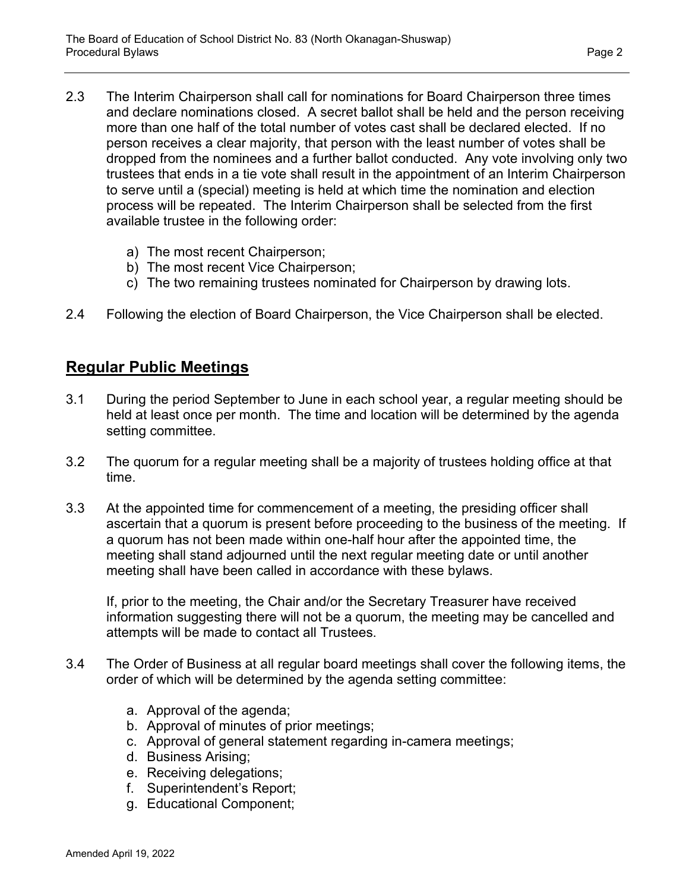2.3 The Interim Chairperson shall call for nominations for Board Chairperson three times and declare nominations closed. A secret ballot shall be held and the person receiving more than one half of the total number of votes cast shall be declared elected. If no person receives a clear majority, that person with the least number of votes shall be dropped from the nominees and a further ballot conducted. Any vote involving only two trustees that ends in a tie vote shall result in the appointment of an Interim Chairperson to serve until a (special) meeting is held at which time the nomination and election process will be repeated. The Interim Chairperson shall be selected from the first available trustee in the following order:

   a) The most recent Chairperson;
   b) The most recent Vice Chairperson;
   c) The two remaining trustees nominated for Chairperson by drawing lots.

2.4 Following the election of Board Chairperson, the Vice Chairperson shall be elected.

## Regular Public Meetings

3.1 During the period September to June in each school year, a regular meeting should be held at least once per month. The time and location will be determined by the agenda setting committee.

3.2 The quorum for a regular meeting shall be a majority of trustees holding office at that time.

3.3 At the appointed time for commencement of a meeting, the presiding officer shall ascertain that a quorum is present before proceeding to the business of the meeting. If a quorum has not been made within one-half hour after the appointed time, the meeting shall stand adjourned until the next regular meeting date or until another meeting shall have been called in accordance with these bylaws.

   If, prior to the meeting, the Chair and/or the Secretary Treasurer have received information suggesting there will not be a quorum, the meeting may be cancelled and attempts will be made to contact all Trustees.

3.4 The Order of Business at all regular board meetings shall cover the following items, the order of which will be determined by the agenda setting committee:

   a. Approval of the agenda;
   b. Approval of minutes of prior meetings;
   c. Approval of general statement regarding in-camera meetings;
   d. Business Arising;
   e. Receiving delegations;
   f. Superintendent's Report;
   g. Educational Component;

Amended April 19, 2022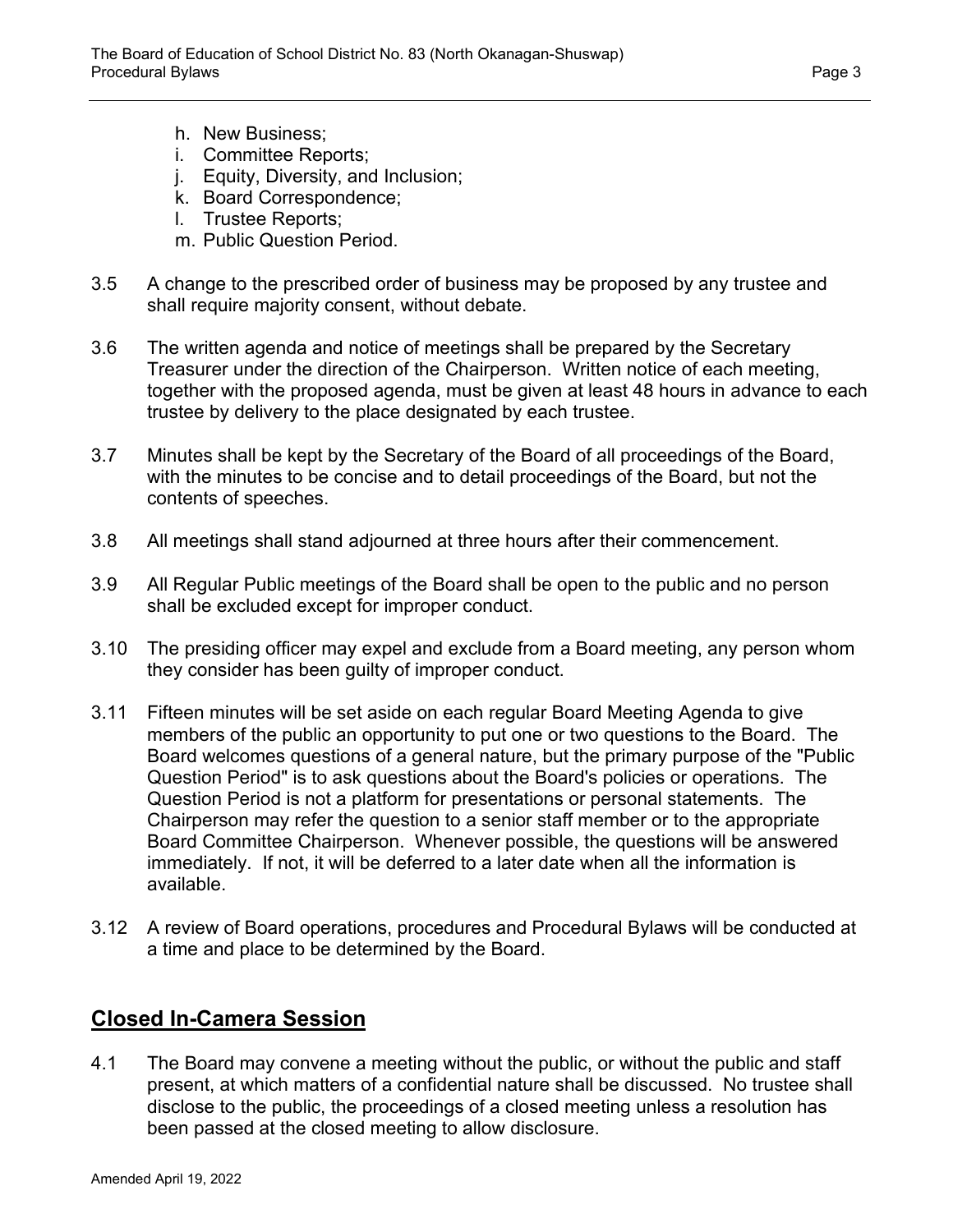h. New Business;
i. Committee Reports;
j. Equity, Diversity, and Inclusion;
k. Board Correspondence;
l. Trustee Reports;
m. Public Question Period.

3.5 A change to the prescribed order of business may be proposed by any trustee and shall require majority consent, without debate.

3.6 The written agenda and notice of meetings shall be prepared by the Secretary Treasurer under the direction of the Chairperson. Written notice of each meeting, together with the proposed agenda, must be given at least 48 hours in advance to each trustee by delivery to the place designated by each trustee.

3.7 Minutes shall be kept by the Secretary of the Board of all proceedings of the Board, with the minutes to be concise and to detail proceedings of the Board, but not the contents of speeches.

3.8 All meetings shall stand adjourned at three hours after their commencement.

3.9 All Regular Public meetings of the Board shall be open to the public and no person shall be excluded except for improper conduct.

3.10 The presiding officer may expel and exclude from a Board meeting, any person whom they consider has been guilty of improper conduct.

3.11 Fifteen minutes will be set aside on each regular Board Meeting Agenda to give members of the public an opportunity to put one or two questions to the Board. The Board welcomes questions of a general nature, but the primary purpose of the "Public Question Period" is to ask questions about the Board's policies or operations. The Question Period is not a platform for presentations or personal statements. The Chairperson may refer the question to a senior staff member or to the appropriate Board Committee Chairperson. Whenever possible, the questions will be answered immediately. If not, it will be deferred to a later date when all the information is available.

3.12 A review of Board operations, procedures and Procedural Bylaws will be conducted at a time and place to be determined by the Board.

## Closed In-Camera Session

4.1 The Board may convene a meeting without the public, or without the public and staff present, at which matters of a confidential nature shall be discussed. No trustee shall disclose to the public, the proceedings of a closed meeting unless a resolution has been passed at the closed meeting to allow disclosure.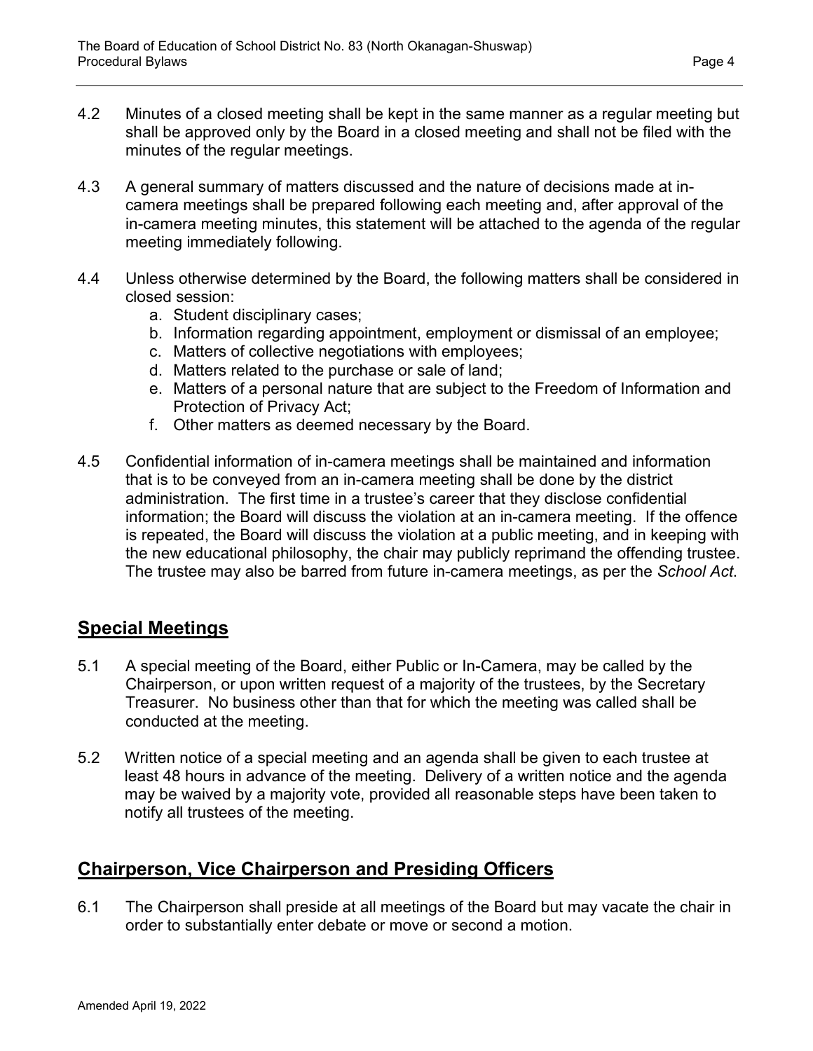4.2 Minutes of a closed meeting shall be kept in the same manner as a regular meeting but shall be approved only by the Board in a closed meeting and shall not be filed with the minutes of the regular meetings.

4.3 A general summary of matters discussed and the nature of decisions made at in-camera meetings shall be prepared following each meeting and, after approval of the in-camera meeting minutes, this statement will be attached to the agenda of the regular meeting immediately following.

4.4 Unless otherwise determined by the Board, the following matters shall be considered in closed session:

   a. Student disciplinary cases;
   b. Information regarding appointment, employment or dismissal of an employee;
   c. Matters of collective negotiations with employees;
   d. Matters related to the purchase or sale of land;
   e. Matters of a personal nature that are subject to the Freedom of Information and Protection of Privacy Act;
   f. Other matters as deemed necessary by the Board.

4.5 Confidential information of in-camera meetings shall be maintained and information that is to be conveyed from an in-camera meeting shall be done by the district administration. The first time in a trustee's career that they disclose confidential information; the Board will discuss the violation at an in-camera meeting. If the offence is repeated, the Board will discuss the violation at a public meeting, and in keeping with the new educational philosophy, the chair may publicly reprimand the offending trustee. The trustee may also be barred from future in-camera meetings, as per the *School Act*.

## Special Meetings

5.1 A special meeting of the Board, either Public or In-Camera, may be called by the Chairperson, or upon written request of a majority of the trustees, by the Secretary Treasurer. No business other than that for which the meeting was called shall be conducted at the meeting.

5.2 Written notice of a special meeting and an agenda shall be given to each trustee at least 48 hours in advance of the meeting. Delivery of a written notice and the agenda may be waived by a majority vote, provided all reasonable steps have been taken to notify all trustees of the meeting.

## Chairperson, Vice Chairperson and Presiding Officers

6.1 The Chairperson shall preside at all meetings of the Board but may vacate the chair in order to substantially enter debate or move or second a motion.

Amended April 19, 2022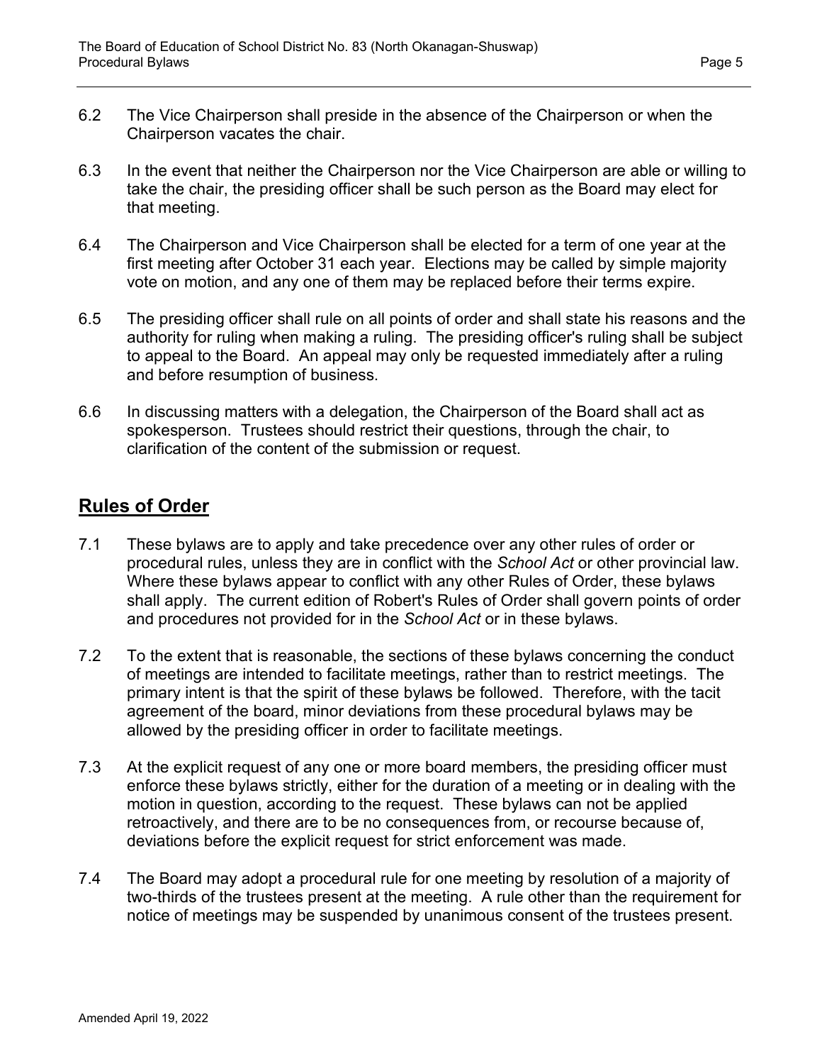6.2 The Vice Chairperson shall preside in the absence of the Chairperson or when the Chairperson vacates the chair.

6.3 In the event that neither the Chairperson nor the Vice Chairperson are able or willing to take the chair, the presiding officer shall be such person as the Board may elect for that meeting.

6.4 The Chairperson and Vice Chairperson shall be elected for a term of one year at the first meeting after October 31 each year. Elections may be called by simple majority vote on motion, and any one of them may be replaced before their terms expire.

6.5 The presiding officer shall rule on all points of order and shall state his reasons and the authority for ruling when making a ruling. The presiding officer's ruling shall be subject to appeal to the Board. An appeal may only be requested immediately after a ruling and before resumption of business.

6.6 In discussing matters with a delegation, the Chairperson of the Board shall act as spokesperson. Trustees should restrict their questions, through the chair, to clarification of the content of the submission or request.

## Rules of Order

7.1 These bylaws are to apply and take precedence over any other rules of order or procedural rules, unless they are in conflict with the *School Act* or other provincial law. Where these bylaws appear to conflict with any other Rules of Order, these bylaws shall apply. The current edition of Robert's Rules of Order shall govern points of order and procedures not provided for in the *School Act* or in these bylaws.

7.2 To the extent that is reasonable, the sections of these bylaws concerning the conduct of meetings are intended to facilitate meetings, rather than to restrict meetings. The primary intent is that the spirit of these bylaws be followed. Therefore, with the tacit agreement of the board, minor deviations from these procedural bylaws may be allowed by the presiding officer in order to facilitate meetings.

7.3 At the explicit request of any one or more board members, the presiding officer must enforce these bylaws strictly, either for the duration of a meeting or in dealing with the motion in question, according to the request. These bylaws can not be applied retroactively, and there are to be no consequences from, or recourse because of, deviations before the explicit request for strict enforcement was made.

7.4 The Board may adopt a procedural rule for one meeting by resolution of a majority of two-thirds of the trustees present at the meeting. A rule other than the requirement for notice of meetings may be suspended by unanimous consent of the trustees present.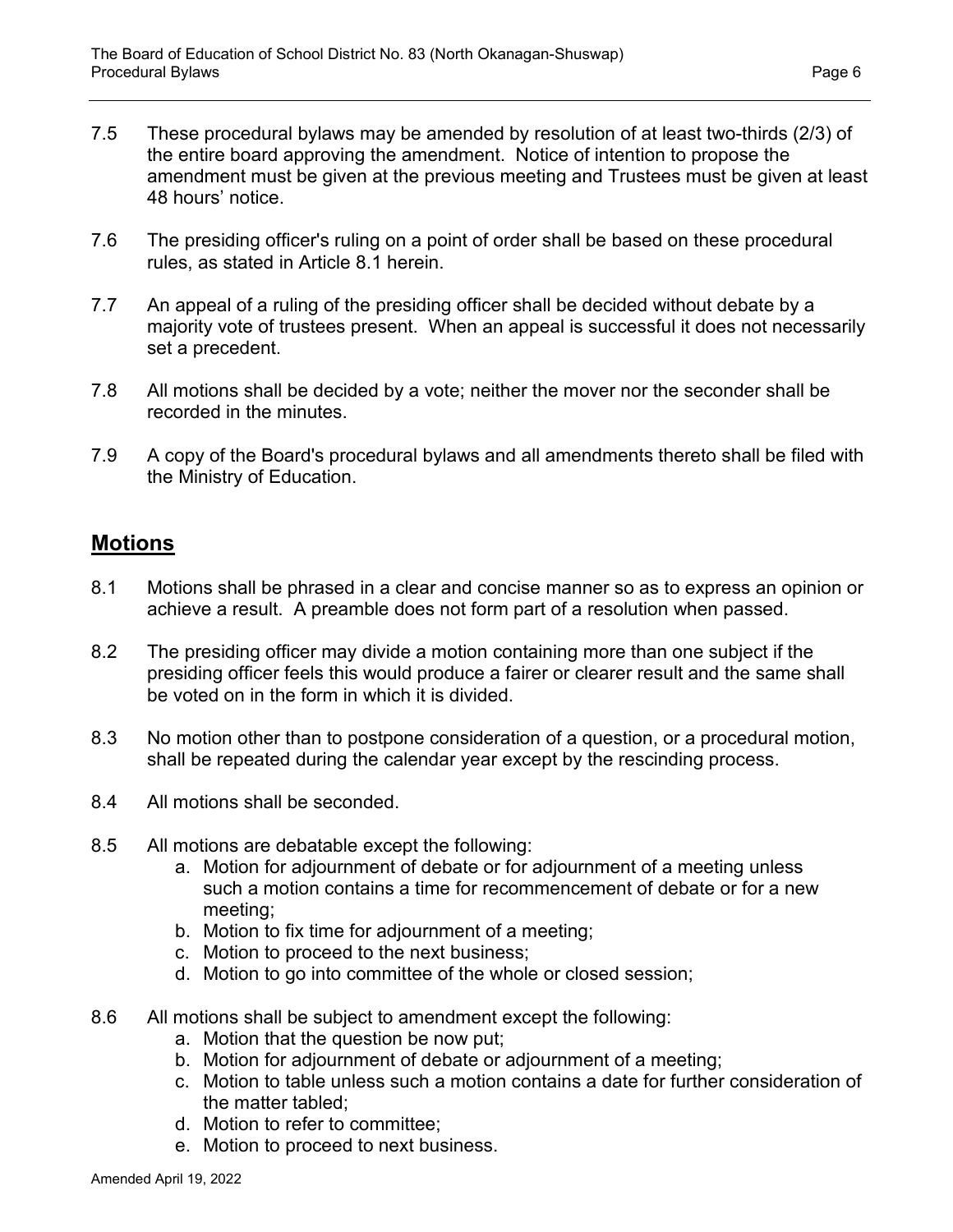7.5 These procedural bylaws may be amended by resolution of at least two-thirds (2/3) of the entire board approving the amendment. Notice of intention to propose the amendment must be given at the previous meeting and Trustees must be given at least 48 hours' notice.

7.6 The presiding officer's ruling on a point of order shall be based on these procedural rules, as stated in Article 8.1 herein.

7.7 An appeal of a ruling of the presiding officer shall be decided without debate by a majority vote of trustees present. When an appeal is successful it does not necessarily set a precedent.

7.8 All motions shall be decided by a vote; neither the mover nor the seconder shall be recorded in the minutes.

7.9 A copy of the Board's procedural bylaws and all amendments thereto shall be filed with the Ministry of Education.

## Motions

8.1 Motions shall be phrased in a clear and concise manner so as to express an opinion or achieve a result. A preamble does not form part of a resolution when passed.

8.2 The presiding officer may divide a motion containing more than one subject if the presiding officer feels this would produce a fairer or clearer result and the same shall be voted on in the form in which it is divided.

8.3 No motion other than to postpone consideration of a question, or a procedural motion, shall be repeated during the calendar year except by the rescinding process.

8.4 All motions shall be seconded.

8.5 All motions are debatable except the following:

   a. Motion for adjournment of debate or for adjournment of a meeting unless such a motion contains a time for recommencement of debate or for a new meeting;
   b. Motion to fix time for adjournment of a meeting;
   c. Motion to proceed to the next business;
   d. Motion to go into committee of the whole or closed session;

8.6 All motions shall be subject to amendment except the following:

   a. Motion that the question be now put;
   b. Motion for adjournment of debate or adjournment of a meeting;
   c. Motion to table unless such a motion contains a date for further consideration of the matter tabled;
   d. Motion to refer to committee;
   e. Motion to proceed to next business.

Amended April 19, 2022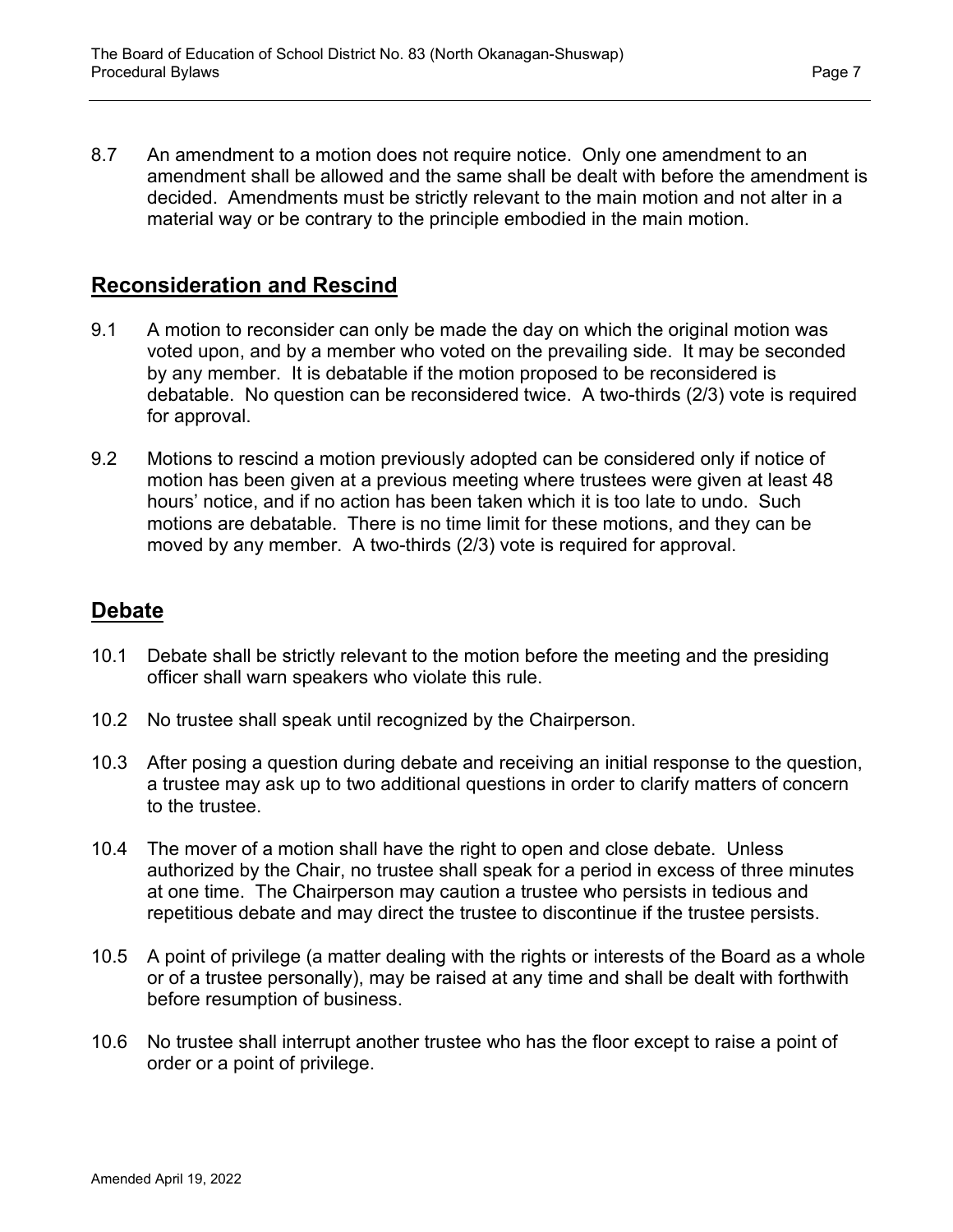8.7 An amendment to a motion does not require notice. Only one amendment to an amendment shall be allowed and the same shall be dealt with before the amendment is decided. Amendments must be strictly relevant to the main motion and not alter in a material way or be contrary to the principle embodied in the main motion.

## Reconsideration and Rescind

9.1 A motion to reconsider can only be made the day on which the original motion was voted upon, and by a member who voted on the prevailing side. It may be seconded by any member. It is debatable if the motion proposed to be reconsidered is debatable. No question can be reconsidered twice. A two-thirds (2/3) vote is required for approval.

9.2 Motions to rescind a motion previously adopted can be considered only if notice of motion has been given at a previous meeting where trustees were given at least 48 hours' notice, and if no action has been taken which it is too late to undo. Such motions are debatable. There is no time limit for these motions, and they can be moved by any member. A two-thirds (2/3) vote is required for approval.

## Debate

10.1 Debate shall be strictly relevant to the motion before the meeting and the presiding officer shall warn speakers who violate this rule.

10.2 No trustee shall speak until recognized by the Chairperson.

10.3 After posing a question during debate and receiving an initial response to the question, a trustee may ask up to two additional questions in order to clarify matters of concern to the trustee.

10.4 The mover of a motion shall have the right to open and close debate. Unless authorized by the Chair, no trustee shall speak for a period in excess of three minutes at one time. The Chairperson may caution a trustee who persists in tedious and repetitious debate and may direct the trustee to discontinue if the trustee persists.

10.5 A point of privilege (a matter dealing with the rights or interests of the Board as a whole or of a trustee personally), may be raised at any time and shall be dealt with forthwith before resumption of business.

10.6 No trustee shall interrupt another trustee who has the floor except to raise a point of order or a point of privilege.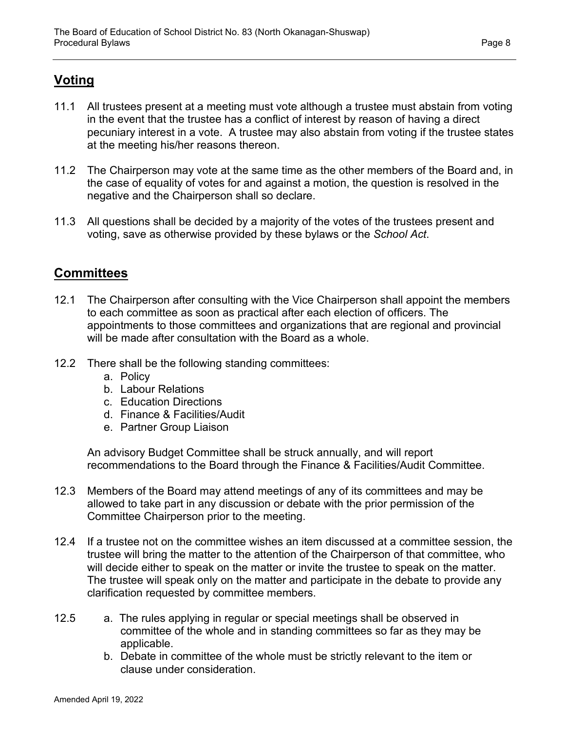## Voting

11.1 All trustees present at a meeting must vote although a trustee must abstain from voting in the event that the trustee has a conflict of interest by reason of having a direct pecuniary interest in a vote. A trustee may also abstain from voting if the trustee states at the meeting his/her reasons thereon.

11.2 The Chairperson may vote at the same time as the other members of the Board and, in the case of equality of votes for and against a motion, the question is resolved in the negative and the Chairperson shall so declare.

11.3 All questions shall be decided by a majority of the votes of the trustees present and voting, save as otherwise provided by these bylaws or the *School Act*.

## Committees

12.1 The Chairperson after consulting with the Vice Chairperson shall appoint the members to each committee as soon as practical after each election of officers. The appointments to those committees and organizations that are regional and provincial will be made after consultation with the Board as a whole.

12.2 There shall be the following standing committees:

a. Policy
b. Labour Relations
c. Education Directions
d. Finance & Facilities/Audit
e. Partner Group Liaison

An advisory Budget Committee shall be struck annually, and will report recommendations to the Board through the Finance & Facilities/Audit Committee.

12.3 Members of the Board may attend meetings of any of its committees and may be allowed to take part in any discussion or debate with the prior permission of the Committee Chairperson prior to the meeting.

12.4 If a trustee not on the committee wishes an item discussed at a committee session, the trustee will bring the matter to the attention of the Chairperson of that committee, who will decide either to speak on the matter or invite the trustee to speak on the matter. The trustee will speak only on the matter and participate in the debate to provide any clarification requested by committee members.

12.5 a. The rules applying in regular or special meetings shall be observed in committee of the whole and in standing committees so far as they may be applicable.

b. Debate in committee of the whole must be strictly relevant to the item or clause under consideration.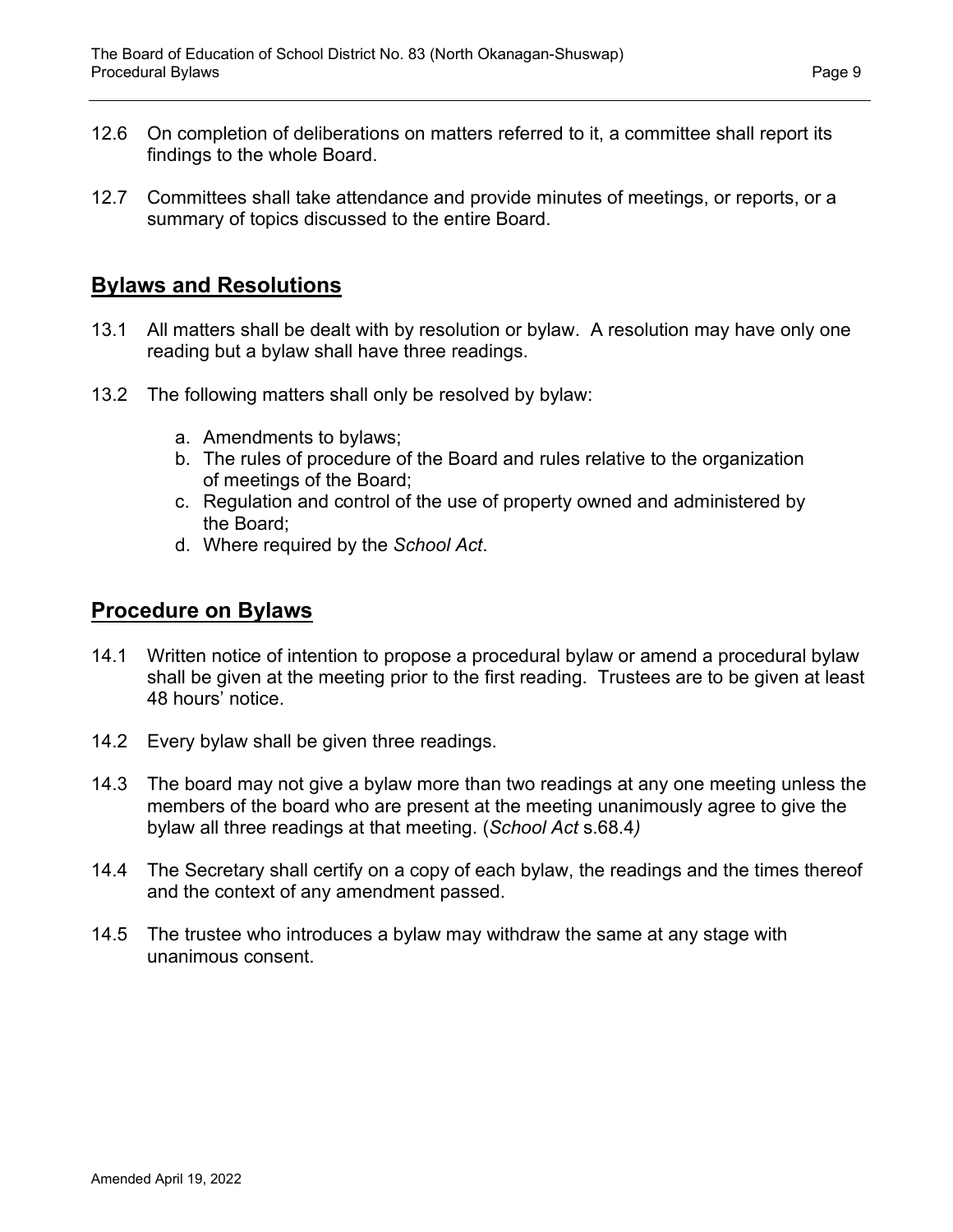12.6 On completion of deliberations on matters referred to it, a committee shall report its findings to the whole Board.

12.7 Committees shall take attendance and provide minutes of meetings, or reports, or a summary of topics discussed to the entire Board.

## Bylaws and Resolutions

13.1 All matters shall be dealt with by resolution or bylaw. A resolution may have only one reading but a bylaw shall have three readings.

13.2 The following matters shall only be resolved by bylaw:

a. Amendments to bylaws;
b. The rules of procedure of the Board and rules relative to the organization of meetings of the Board;
c. Regulation and control of the use of property owned and administered by the Board;
d. Where required by the *School Act*.

## Procedure on Bylaws

14.1 Written notice of intention to propose a procedural bylaw or amend a procedural bylaw shall be given at the meeting prior to the first reading. Trustees are to be given at least 48 hours' notice.

14.2 Every bylaw shall be given three readings.

14.3 The board may not give a bylaw more than two readings at any one meeting unless the members of the board who are present at the meeting unanimously agree to give the bylaw all three readings at that meeting. (*School Act* s.68.4*)*

14.4 The Secretary shall certify on a copy of each bylaw, the readings and the times thereof and the context of any amendment passed.

14.5 The trustee who introduces a bylaw may withdraw the same at any stage with unanimous consent.

Amended April 19, 2022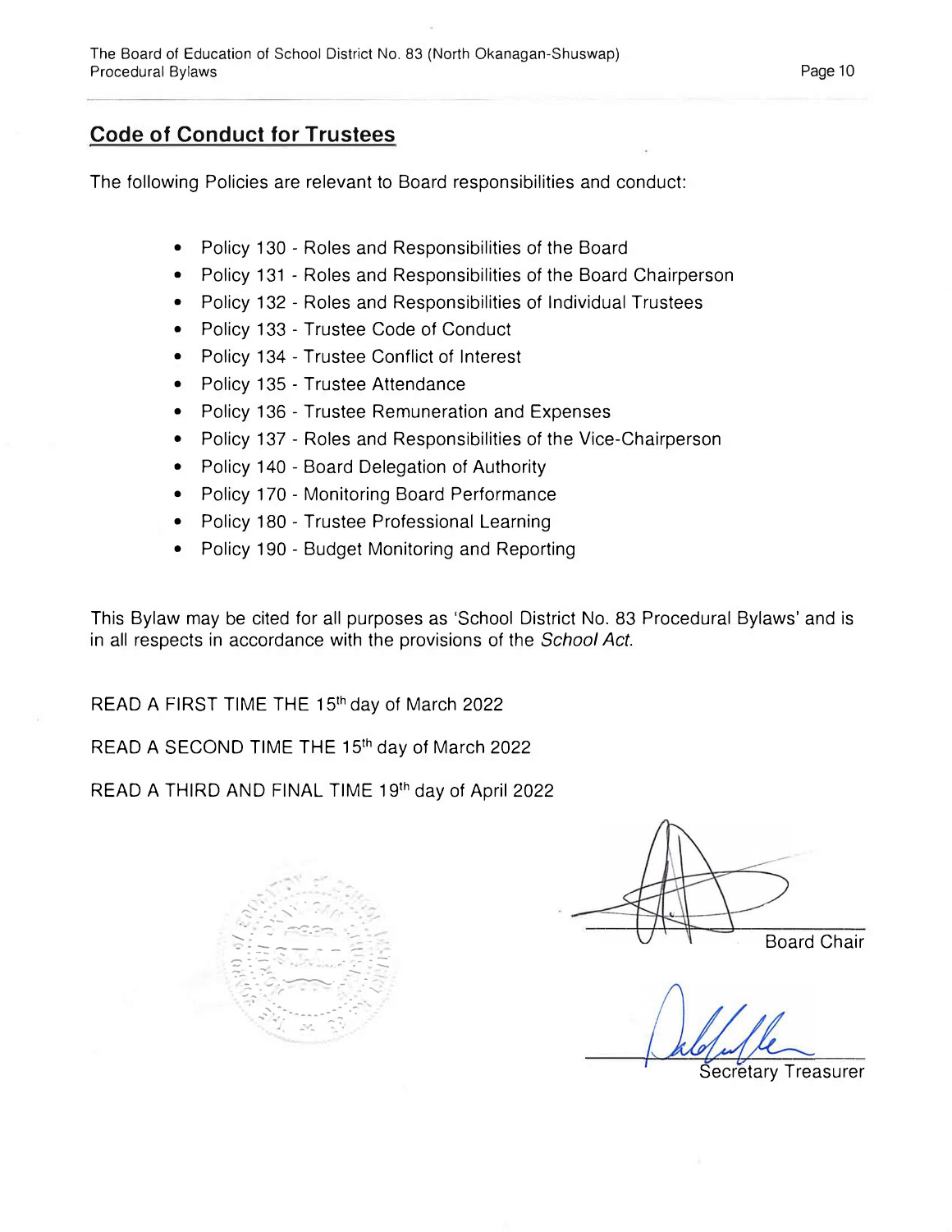## Code of Conduct for Trustees

The following Policies are relevant to Board responsibilities and conduct:

- Policy 130 - Roles and Responsibilities of the Board
- Policy 131 - Roles and Responsibilities of the Board Chairperson
- Policy 132 - Roles and Responsibilities of Individual Trustees
- Policy 133 - Trustee Code of Conduct
- Policy 134 - Trustee Conflict of Interest
- Policy 135 - Trustee Attendance
- Policy 136 - Trustee Remuneration and Expenses
- Policy 137 - Roles and Responsibilities of the Vice-Chairperson
- Policy 140 - Board Delegation of Authority
- Policy 170 - Monitoring Board Performance
- Policy 180 - Trustee Professional Learning
- Policy 190 - Budget Monitoring and Reporting

This Bylaw may be cited for all purposes as 'School District No. 83 Procedural Bylaws' and is in all respects in accordance with the provisions of the *School Act*.

READ A FIRST TIME THE 15th day of March 2022

READ A SECOND TIME THE 15th day of March 2022

READ A THIRD AND FINAL TIME 19th day of April 2022

Board Chair

Secretary Treasurer